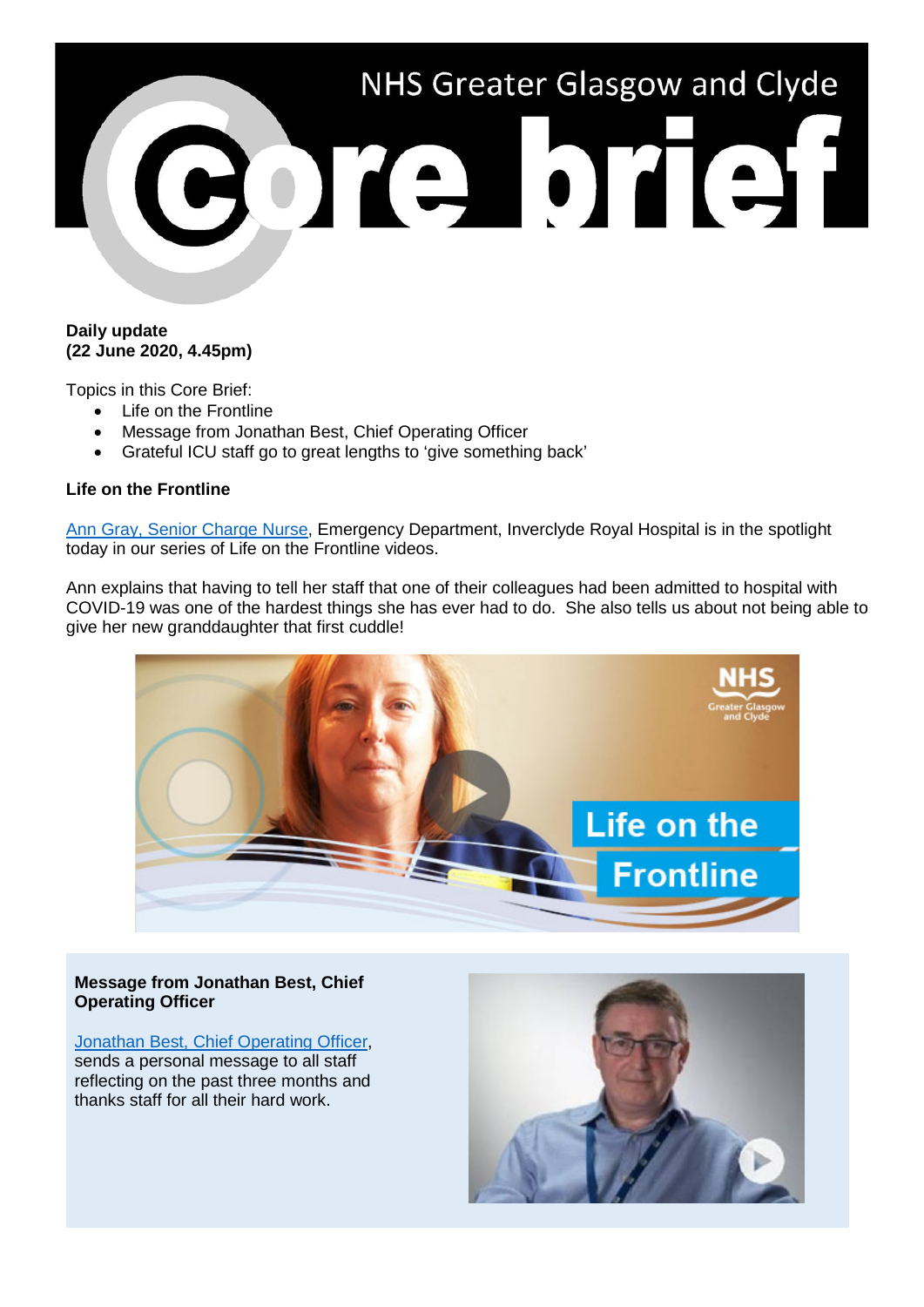# NHS Greater Glasgow and Clyde Core brief

**Daily update**
**(22 June 2020, 4.45pm)**

Topics in this Core Brief:

- Life on the Frontline
- Message from Jonathan Best, Chief Operating Officer
- Grateful ICU staff go to great lengths to 'give something back'

**Life on the Frontline**

Ann Gray, Senior Charge Nurse, Emergency Department, Inverclyde Royal Hospital is in the spotlight today in our series of Life on the Frontline videos.

Ann explains that having to tell her staff that one of their colleagues had been admitted to hospital with COVID-19 was one of the hardest things she has ever had to do. She also tells us about not being able to give her new granddaughter that first cuddle!

**Message from Jonathan Best, Chief Operating Officer**

Jonathan Best, Chief Operating Officer, sends a personal message to all staff reflecting on the past three months and thanks staff for all their hard work.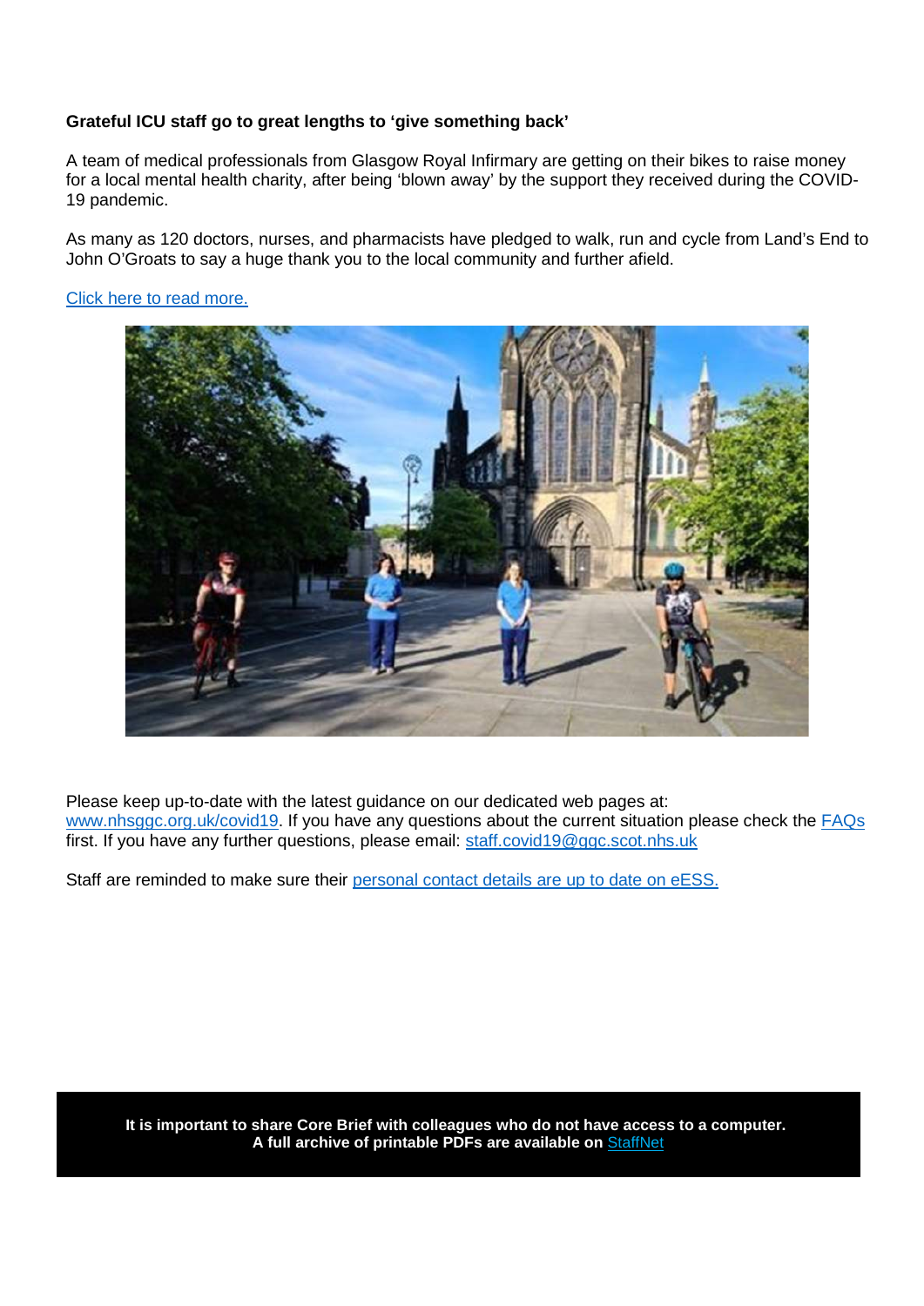**Grateful ICU staff go to great lengths to 'give something back'**

A team of medical professionals from Glasgow Royal Infirmary are getting on their bikes to raise money for a local mental health charity, after being 'blown away' by the support they received during the COVID-19 pandemic.

As many as 120 doctors, nurses, and pharmacists have pledged to walk, run and cycle from Land's End to John O'Groats to say a huge thank you to the local community and further afield.

[Click here to read more.]()

Please keep up-to-date with the latest guidance on our dedicated web pages at: [www.nhsggc.org.uk/covid19](www.nhsggc.org.uk/covid19). If you have any questions about the current situation please check the [FAQs]() first. If you have any further questions, please email: [staff.covid19@ggc.scot.nhs.uk](mailto:staff.covid19@ggc.scot.nhs.uk)

Staff are reminded to make sure their [personal contact details are up to date on eESS.]()

**It is important to share Core Brief with colleagues who do not have access to a computer.**
**A full archive of printable PDFs are available on [StaffNet]()**